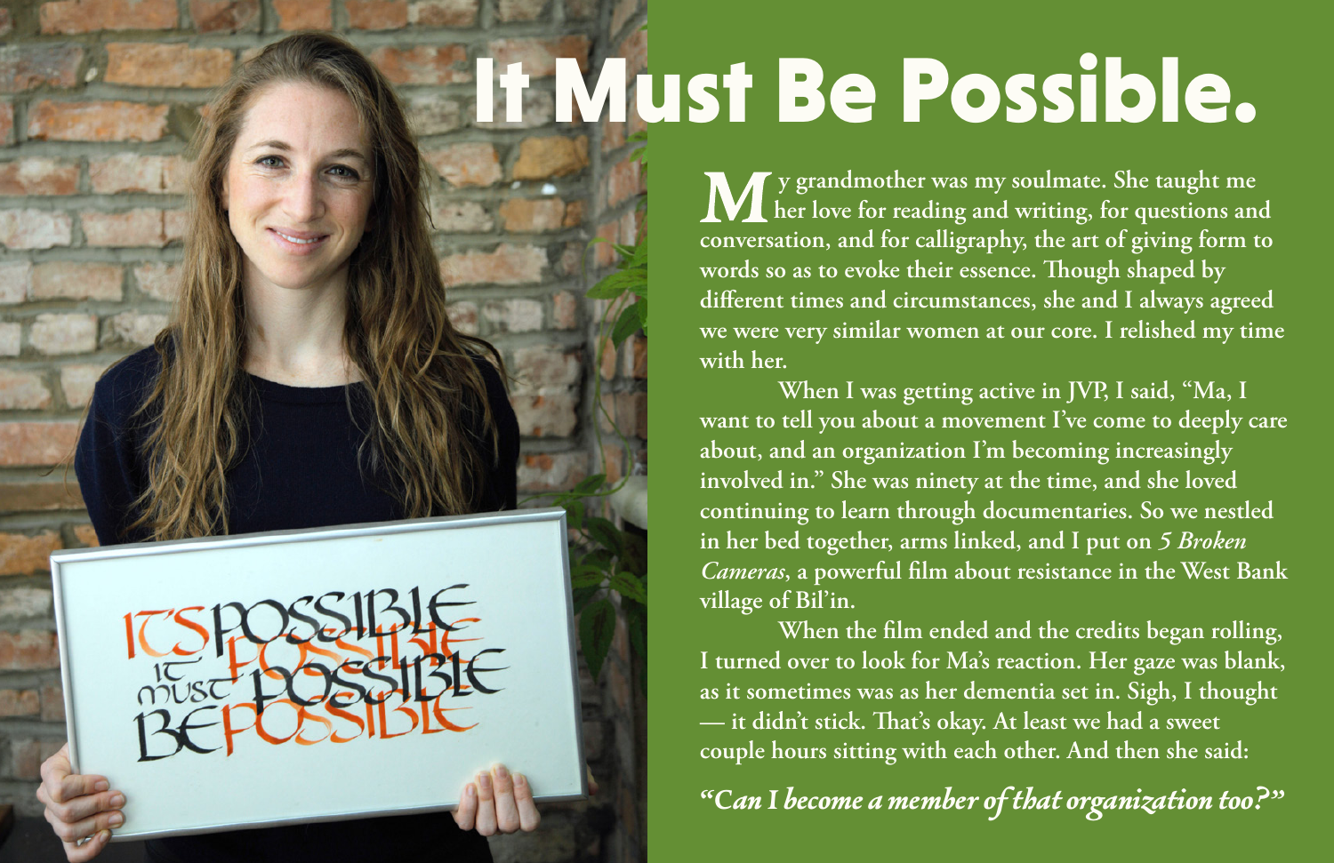# It Must Be Possible.

**My grandmother was my soulmate. She taught me her love for reading and writing, for questions and conversation, and for calligraphy, the art of giving form to words so as to evoke their essence. Though shaped by different times and circumstances, she and I always agreed we were very similar women at our core. I relished my time with her.**

**When I was getting active in JVP, I said, "Ma, I want to tell you about a movement I've come to deeply care about, and an organization I'm becoming increasingly involved in." She was ninety at the time, and she loved continuing to learn through documentaries. So we nestled in her bed together, arms linked, and I put on *5 Broken Cameras*, a powerful film about resistance in the West Bank village of Bil'in.**

**When the film ended and the credits began rolling, I turned over to look for Ma's reaction. Her gaze was blank, as it sometimes was as her dementia set in. Sigh, I thought — it didn't stick. That's okay. At least we had a sweet couple hours sitting with each other. And then she said:**

***"Can I become a member of that organization too?"***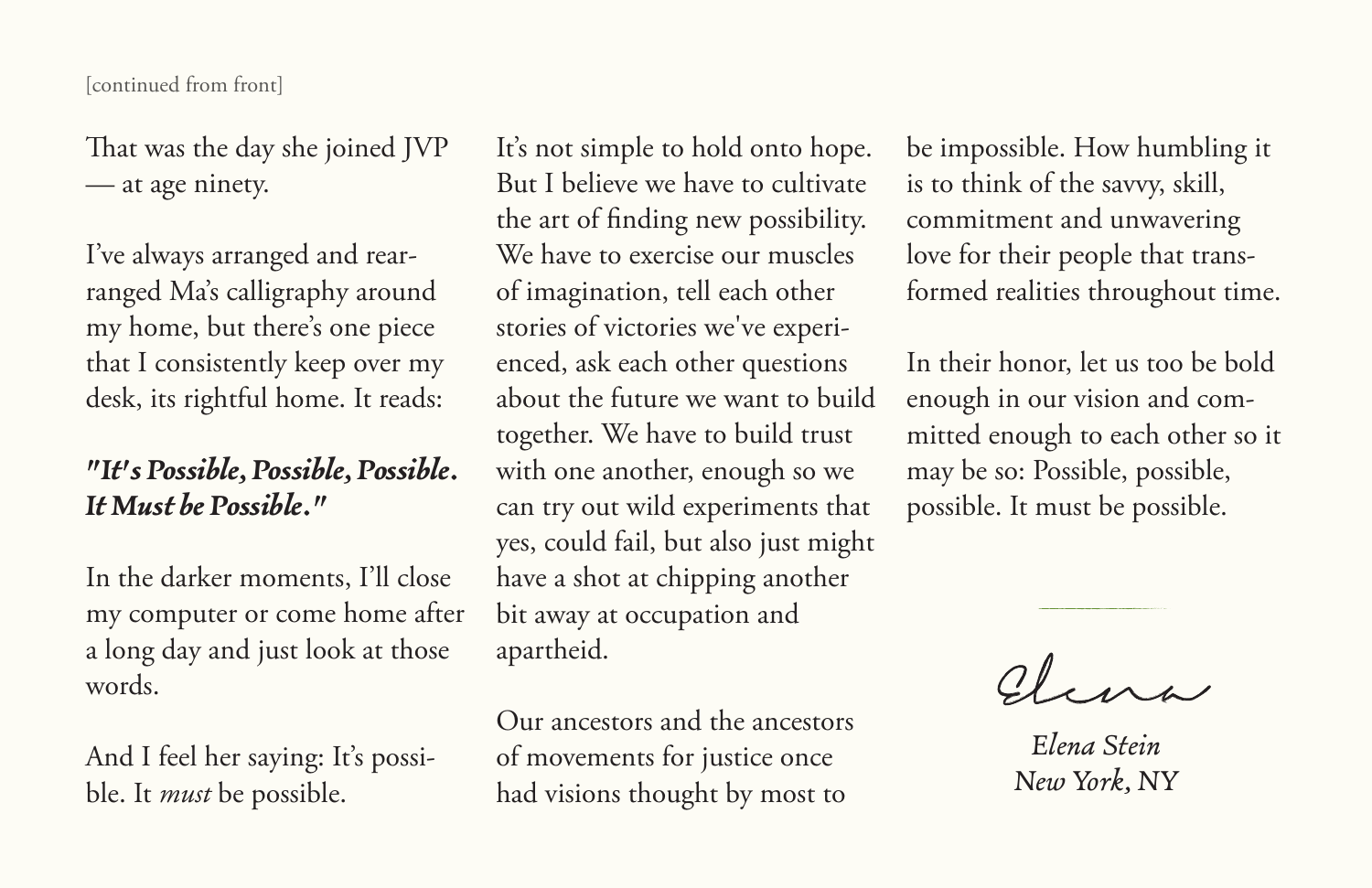[continued from front]

That was the day she joined JVP — at age ninety.

I've always arranged and rearranged Ma's calligraphy around my home, but there's one piece that I consistently keep over my desk, its rightful home. It reads:

***"It's Possible, Possible, Possible. It Must be Possible."***

In the darker moments, I'll close my computer or come home after a long day and just look at those words.

And I feel her saying: It's possible. It *must* be possible.

It's not simple to hold onto hope. But I believe we have to cultivate the art of finding new possibility. We have to exercise our muscles of imagination, tell each other stories of victories we've experienced, ask each other questions about the future we want to build together. We have to build trust with one another, enough so we can try out wild experiments that yes, could fail, but also just might have a shot at chipping another bit away at occupation and apartheid.

Our ancestors and the ancestors of movements for justice once had visions thought by most to be impossible. How humbling it is to think of the savvy, skill, commitment and unwavering love for their people that transformed realities throughout time.

In their honor, let us too be bold enough in our vision and committed enough to each other so it may be so: Possible, possible, possible. It must be possible.

Elena

*Elena Stein*
*New York, NY*